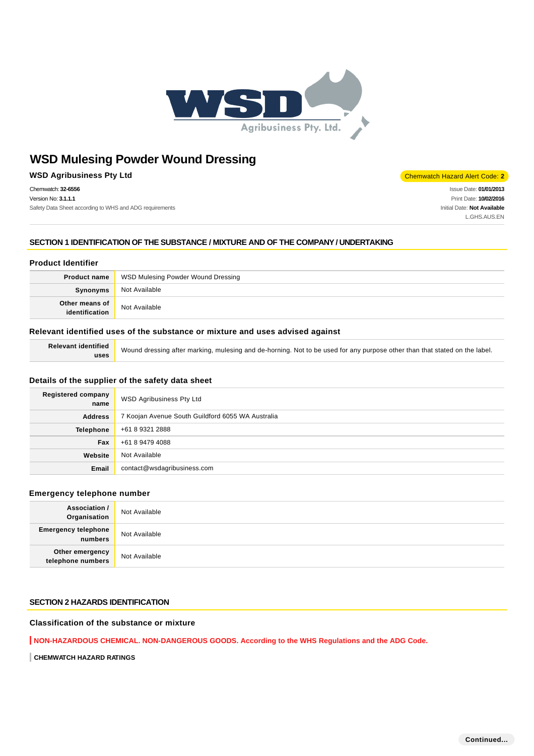# WSD Mulesing Powder Wound Dressing

**WSD Agribusiness Pty Ltd**

Chemwatch Hazard Alert Code: **2**

Chemwatch: **32-6556**
Version No: **3.1.1.1**
Safety Data Sheet according to WHS and ADG requirements

Issue Date: **01/01/2013**
Print Date: **10/02/2016**
Initial Date: **Not Available**
L.GHS.AUS.EN

## SECTION 1 IDENTIFICATION OF THE SUBSTANCE / MIXTURE AND OF THE COMPANY / UNDERTAKING

### Product Identifier

| | |
|---|---|
| **Product name** | WSD Mulesing Powder Wound Dressing |
| **Synonyms** | Not Available |
| **Other means of identification** | Not Available |

### Relevant identified uses of the substance or mixture and uses advised against

| | |
|---|---|
| **Relevant identified uses** | Wound dressing after marking, mulesing and de-horning. Not to be used for any purpose other than that stated on the label. |

### Details of the supplier of the safety data sheet

| | |
|---|---|
| **Registered company name** | WSD Agribusiness Pty Ltd |
| **Address** | 7 Koojan Avenue South Guildford 6055 WA Australia |
| **Telephone** | +61 8 9321 2888 |
| **Fax** | +61 8 9479 4088 |
| **Website** | Not Available |
| **Email** | contact@wsdagribusiness.com |

### Emergency telephone number

| | |
|---|---|
| **Association / Organisation** | Not Available |
| **Emergency telephone numbers** | Not Available |
| **Other emergency telephone numbers** | Not Available |

## SECTION 2 HAZARDS IDENTIFICATION

### Classification of the substance or mixture

**NON-HAZARDOUS CHEMICAL. NON-DANGEROUS GOODS. According to the WHS Regulations and the ADG Code.**

**CHEMWATCH HAZARD RATINGS**

Continued...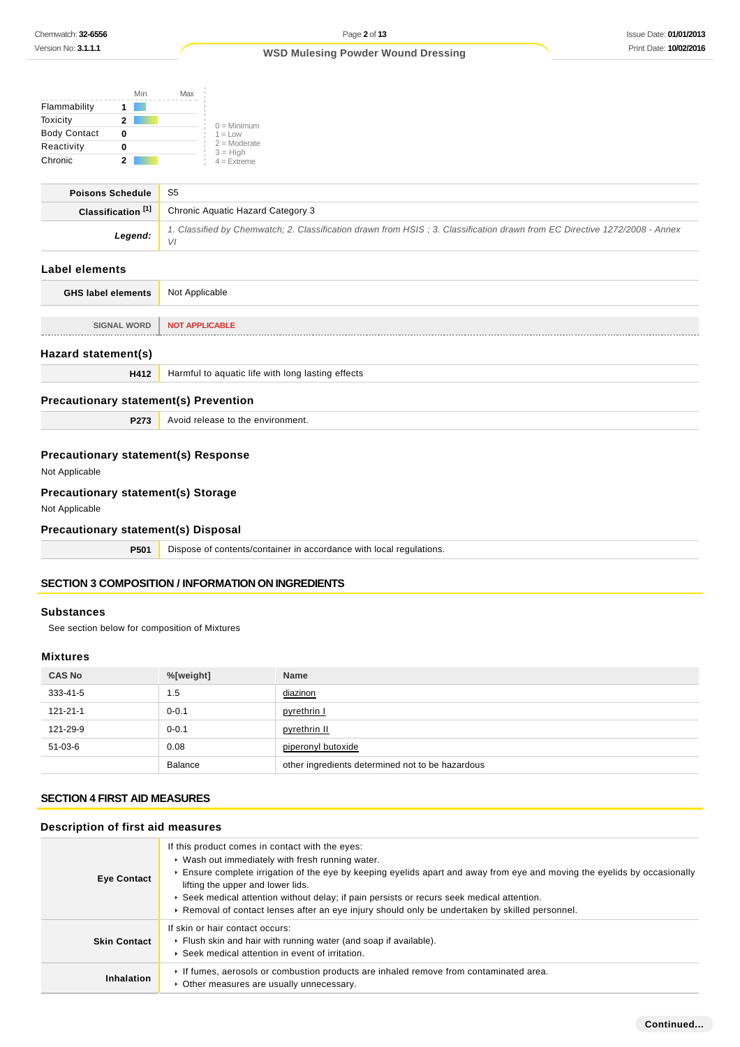| | | Min | Max |
|---|---|---|---|
| Flammability | 1 | | |
| Toxicity | 2 | | |
| Body Contact | 0 | | |
| Reactivity | 0 | | |
| Chronic | 2 | | |

0 = Minimum
1 = Low
2 = Moderate
3 = High
4 = Extreme

| | |
|---|---|
| **Poisons Schedule** | S5 |
| **Classification [1]** | Chronic Aquatic Hazard Category 3 |
| ***Legend:*** | *1. Classified by Chemwatch; 2. Classification drawn from HSIS ; 3. Classification drawn from EC Directive 1272/2008 - Annex VI* |

## Label elements

| | |
|---|---|
| **GHS label elements** | Not Applicable |

| | |
|---|---|
| SIGNAL WORD | **NOT APPLICABLE** |

## Hazard statement(s)

| | |
|---|---|
| **H412** | Harmful to aquatic life with long lasting effects |

## Precautionary statement(s) Prevention

| | |
|---|---|
| **P273** | Avoid release to the environment. |

## Precautionary statement(s) Response

Not Applicable

## Precautionary statement(s) Storage

Not Applicable

## Precautionary statement(s) Disposal

| | |
|---|---|
| **P501** | Dispose of contents/container in accordance with local regulations. |

# SECTION 3 COMPOSITION / INFORMATION ON INGREDIENTS

## Substances

See section below for composition of Mixtures

## Mixtures

| CAS No | %[weight] | Name |
|---|---|---|
| 333-41-5 | 1.5 | diazinon |
| 121-21-1 | 0-0.1 | pyrethrin I |
| 121-29-9 | 0-0.1 | pyrethrin II |
| 51-03-6 | 0.08 | piperonyl butoxide |
| | Balance | other ingredients determined not to be hazardous |

# SECTION 4 FIRST AID MEASURES

## Description of first aid measures

| | |
|---|---|
| **Eye Contact** | If this product comes in contact with the eyes:<br>▸ Wash out immediately with fresh running water.<br>▸ Ensure complete irrigation of the eye by keeping eyelids apart and away from eye and moving the eyelids by occasionally lifting the upper and lower lids.<br>▸ Seek medical attention without delay; if pain persists or recurs seek medical attention.<br>▸ Removal of contact lenses after an eye injury should only be undertaken by skilled personnel. |
| **Skin Contact** | If skin or hair contact occurs:<br>▸ Flush skin and hair with running water (and soap if available).<br>▸ Seek medical attention in event of irritation. |
| **Inhalation** | ▸ If fumes, aerosols or combustion products are inhaled remove from contaminated area.<br>▸ Other measures are usually unnecessary. |

**Continued...**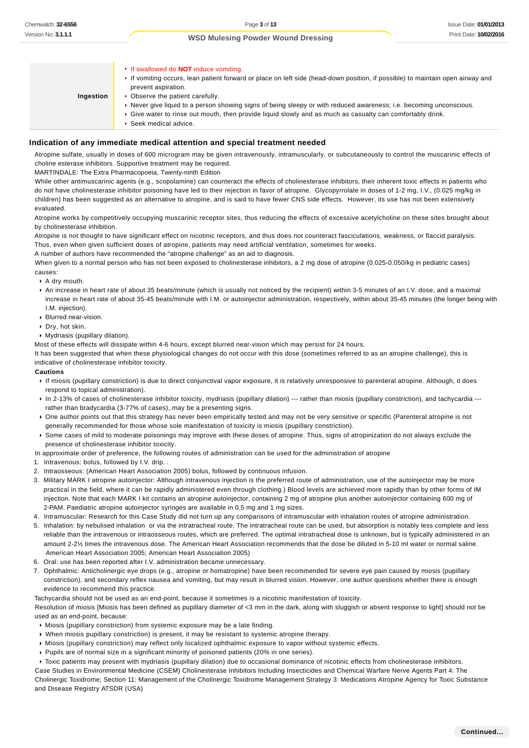| | |
|---|---|
| **Ingestion** | ▸ If swallowed do **NOT** induce vomiting.<br>▸ If vomiting occurs, lean patient forward or place on left side (head-down position, if possible) to maintain open airway and prevent aspiration.<br>▸ Observe the patient carefully.<br>▸ Never give liquid to a person showing signs of being sleepy or with reduced awareness; i.e. becoming unconscious.<br>▸ Give water to rinse out mouth, then provide liquid slowly and as much as casualty can comfortably drink.<br>▸ Seek medical advice. |

## Indication of any immediate medical attention and special treatment needed

Atropine sulfate, usually in doses of 600 microgram may be given intravenously, intramuscularly, or subcutaneously to control the muscarinic effects of choline esterase inhibitors. Supportive treatment may be required.
MARTINDALE: The Extra Pharmacopoeia, Twenty-ninth Edition

While other antimuscarinic agents (e.g., scopolamine) can counteract the effects of cholinesterase inhibitors, their inherent toxic effects in patients who do not have cholinesterase inhibitor poisoning have led to their rejection in favor of atropine. Glycopyrrolate in doses of 1-2 mg, I.V., (0.025 mg/kg in children) has been suggested as an alternative to atropine, and is said to have fewer CNS side effects. However, its use has not been extensively evaluated.

Atropine works by competitively occupying muscarinic receptor sites, thus reducing the effects of excessive acetylcholine on these sites brought about by cholinesterase inhibition.

Atropine is not thought to have significant effect on nicotinic receptors, and thus does not counteract fasciculations, weakness, or flaccid paralysis. Thus, even when given sufficient doses of atropine, patients may need artificial ventilation, sometimes for weeks.

A number of authors have recommended the "atropine challenge" as an aid to diagnosis.

When given to a normal person who has not been exposed to cholinesterase inhibitors, a 2 mg dose of atropine (0.025-0.050/kg in pediatric cases) causes:

- A dry mouth.
- An increase in heart rate of about 35 beats/minute (which is usually not noticed by the recipient) within 3-5 minutes of an I.V. dose, and a maximal increase in heart rate of about 35-45 beats/minute with I.M. or autoinjector administration, respectively, within about 35-45 minutes (the longer being with I.M. injection).
- Blurred near-vision.
- Dry, hot skin.
- Mydriasis (pupillary dilation).

Most of these effects will dissipate within 4-6 hours, except blurred near-vision which may persist for 24 hours.

It has been suggested that when these physiological changes do not occur with this dose (sometimes referred to as an atropine challenge), this is indicative of cholinesterase inhibitor toxicity.

**Cautions**

- If miosis (pupillary constriction) is due to direct conjunctival vapor exposure, it is relatively unresponsive to parenteral atropine. Although, it does respond to topical administration).
- In 2-13% of cases of cholinesterase inhibitor toxicity, mydriasis (pupillary dilation) --- rather than miosis (pupillary constriction), and tachycardia --- rather than bradycardia (3-77% of cases),.may be a presenting signs.
- One author points out that this strategy has never been empirically tested and may not be very sensitive or specific (Parenteral atropine is not generally recommended for those whose sole manifestation of toxicity is miosis (pupillary constriction).
- Some cases of mild to moderate poisonings may improve with these doses of atropine. Thus, signs of atropinization do not always exclude the presence of cholinesterase inhibitor toxicity.

In approximate order of preference, the following routes of administration can be used for the administration of atropine

1. Intravenous: bolus, followed by I.V. drip. .
2. Intraosseous: (American Heart Association 2005) bolus, followed by continuous infusion.
3. Military MARK I atropine autoinjector: Although intravenous injection is the preferred route of administration, use of the autoinjector may be more practical in the field, where it can be rapidly administered even through clothing.) Blood levels are achieved more rapidly than by other forms of IM injection. Note that each MARK I kit contains an atropine autoinjector, containing 2 mg of atropine plus another autoinjector containing 600 mg of 2-PAM. Paediatric atropine autoinjector syringes are available in 0.5 mg and 1 mg sizes.
4. Intramuscular: Research for this Case Study did not turn up any comparisons of intramuscular with inhalation routes of atropine administration.
5. Inhalation: by nebulised inhalation or via the intratracheal route. The intratracheal route can be used, but absorption is notably less complete and less reliable than the intravenous or intraosseous routes, which are preferred. The optimal intratracheal dose is unknown, but is typically administered in an amount 2-2½ times the intravenous dose. The American Heart Association recommends that the dose be diluted in 5-10 ml water or normal saline. American Heart Association 2005; American Heart Association 2005)
6. Oral: use has been reported after I.V. administration became unnecessary.
7. Ophthalmic: Anticholinergic eye drops (e.g., atropine or homatropine) have been recommended for severe eye pain caused by miosis (pupillary constriction), and secondary reflex nausea and vomiting, but may result in blurred vision. However, one author questions whether there is enough evidence to recommend this practice.

Tachycardia should not be used as an end-point, because it sometimes is a nicotinic manifestation of toxicity.

Resolution of miosis [Miosis has been defined as pupillary diameter of <3 mm in the dark, along with sluggish or absent response to light] should not be used as an end-point, because:

- Miosis (pupillary constriction) from systemic exposure may be a late finding.
- When miosis pupillary constriction) is present, it may be resistant to systemic atropine therapy.
- Miosis (pupillary constriction) may reflect only localized ophthalmic exposure to vapor without systemic effects.
- Pupils are of normal size in a significant minority of poisoned patients (20% in one series).
- Toxic patients may present with mydriasis (pupillary dilation) due to occasional dominance of nicotinic effects from cholinesterase inhibitors.

Case Studies in Environmental Medicine (CSEM) Cholinesterase Inhibitors Including Insecticides and Chemical Warfare Nerve Agents Part 4: The Cholinergic Toxidrome; Section 11: Management of the Cholinergic Toxidrome Management Strategy 3: Medications Atropine Agency for Toxic Substance and Disease Registry ATSDR (USA)

**Continued...**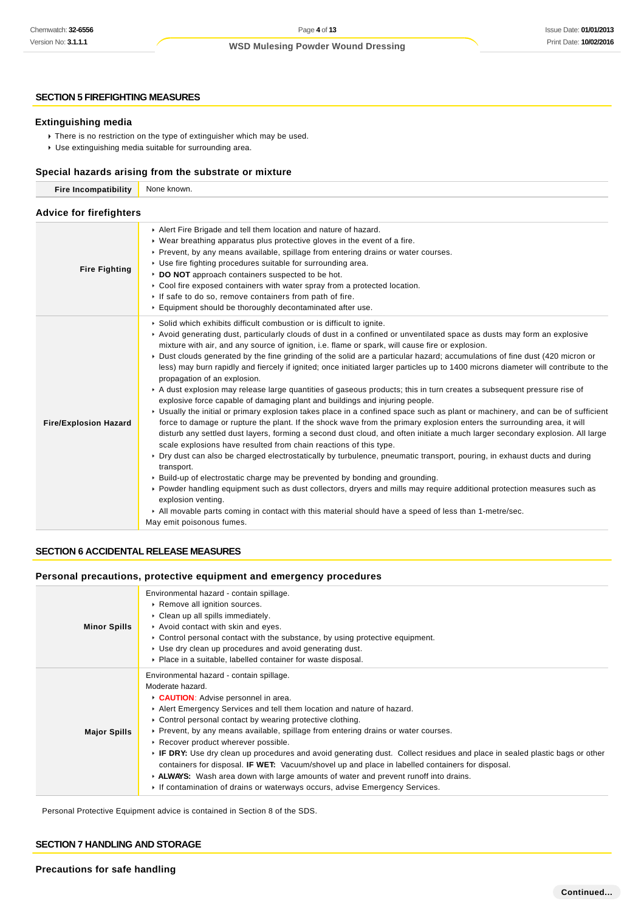## SECTION 5 FIREFIGHTING MEASURES

### Extinguishing media

- There is no restriction on the type of extinguisher which may be used.
- Use extinguishing media suitable for surrounding area.

### Special hazards arising from the substrate or mixture

| | |
|---|---|
| **Fire Incompatibility** | None known. |

### Advice for firefighters

| | |
|---|---|
| **Fire Fighting** | ▸ Alert Fire Brigade and tell them location and nature of hazard.<br>▸ Wear breathing apparatus plus protective gloves in the event of a fire.<br>▸ Prevent, by any means available, spillage from entering drains or water courses.<br>▸ Use fire fighting procedures suitable for surrounding area.<br>▸ **DO NOT** approach containers suspected to be hot.<br>▸ Cool fire exposed containers with water spray from a protected location.<br>▸ If safe to do so, remove containers from path of fire.<br>▸ Equipment should be thoroughly decontaminated after use. |
| **Fire/Explosion Hazard** | ▸ Solid which exhibits difficult combustion or is difficult to ignite.<br>▸ Avoid generating dust, particularly clouds of dust in a confined or unventilated space as dusts may form an explosive mixture with air, and any source of ignition, i.e. flame or spark, will cause fire or explosion.<br>▸ Dust clouds generated by the fine grinding of the solid are a particular hazard; accumulations of fine dust (420 micron or less) may burn rapidly and fiercely if ignited; once initiated larger particles up to 1400 microns diameter will contribute to the propagation of an explosion.<br>▸ A dust explosion may release large quantities of gaseous products; this in turn creates a subsequent pressure rise of explosive force capable of damaging plant and buildings and injuring people.<br>▸ Usually the initial or primary explosion takes place in a confined space such as plant or machinery, and can be of sufficient force to damage or rupture the plant. If the shock wave from the primary explosion enters the surrounding area, it will disturb any settled dust layers, forming a second dust cloud, and often initiate a much larger secondary explosion. All large scale explosions have resulted from chain reactions of this type.<br>▸ Dry dust can also be charged electrostatically by turbulence, pneumatic transport, pouring, in exhaust ducts and during transport.<br>▸ Build-up of electrostatic charge may be prevented by bonding and grounding.<br>▸ Powder handling equipment such as dust collectors, dryers and mills may require additional protection measures such as explosion venting.<br>▸ All movable parts coming in contact with this material should have a speed of less than 1-metre/sec.<br>May emit poisonous fumes. |

## SECTION 6 ACCIDENTAL RELEASE MEASURES

### Personal precautions, protective equipment and emergency procedures

| | |
|---|---|
| **Minor Spills** | Environmental hazard - contain spillage.<br>▸ Remove all ignition sources.<br>▸ Clean up all spills immediately.<br>▸ Avoid contact with skin and eyes.<br>▸ Control personal contact with the substance, by using protective equipment.<br>▸ Use dry clean up procedures and avoid generating dust.<br>▸ Place in a suitable, labelled container for waste disposal. |
| **Major Spills** | Environmental hazard - contain spillage.<br>Moderate hazard.<br>▸ **CAUTION**: Advise personnel in area.<br>▸ Alert Emergency Services and tell them location and nature of hazard.<br>▸ Control personal contact by wearing protective clothing.<br>▸ Prevent, by any means available, spillage from entering drains or water courses.<br>▸ Recover product wherever possible.<br>▸ **IF DRY:** Use dry clean up procedures and avoid generating dust. Collect residues and place in sealed plastic bags or other containers for disposal. **IF WET:** Vacuum/shovel up and place in labelled containers for disposal.<br>▸ **ALWAYS:** Wash area down with large amounts of water and prevent runoff into drains.<br>▸ If contamination of drains or waterways occurs, advise Emergency Services. |

Personal Protective Equipment advice is contained in Section 8 of the SDS.

## SECTION 7 HANDLING AND STORAGE

### Precautions for safe handling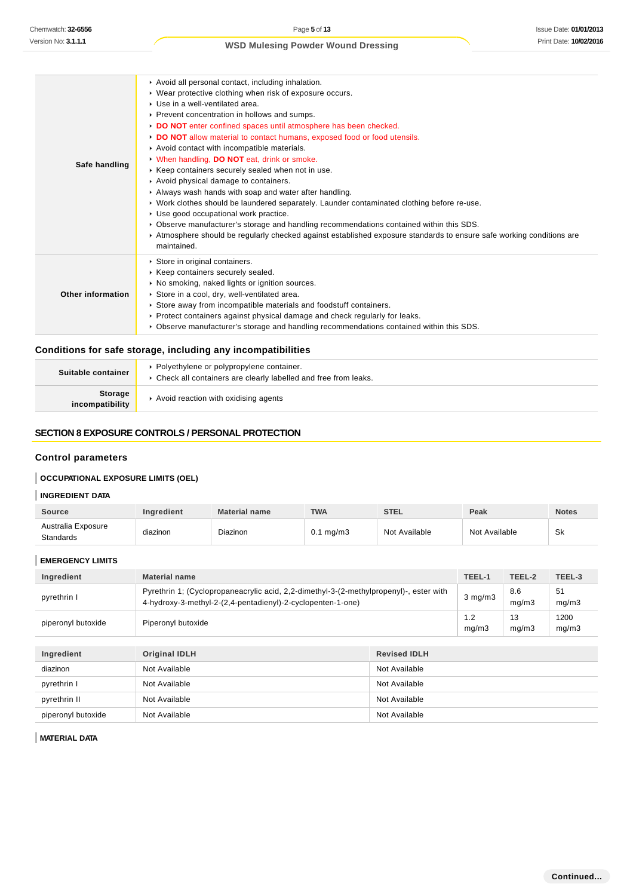| | |
|---|---|
| **Safe handling** | ▸ Avoid all personal contact, including inhalation.<br>▸ Wear protective clothing when risk of exposure occurs.<br>▸ Use in a well-ventilated area.<br>▸ Prevent concentration in hollows and sumps.<br>▸ **DO NOT** enter confined spaces until atmosphere has been checked.<br>▸ **DO NOT** allow material to contact humans, exposed food or food utensils.<br>▸ Avoid contact with incompatible materials.<br>▸ When handling, **DO NOT** eat, drink or smoke.<br>▸ Keep containers securely sealed when not in use.<br>▸ Avoid physical damage to containers.<br>▸ Always wash hands with soap and water after handling.<br>▸ Work clothes should be laundered separately. Launder contaminated clothing before re-use.<br>▸ Use good occupational work practice.<br>▸ Observe manufacturer's storage and handling recommendations contained within this SDS.<br>▸ Atmosphere should be regularly checked against established exposure standards to ensure safe working conditions are maintained. |
| **Other information** | ▸ Store in original containers.<br>▸ Keep containers securely sealed.<br>▸ No smoking, naked lights or ignition sources.<br>▸ Store in a cool, dry, well-ventilated area.<br>▸ Store away from incompatible materials and foodstuff containers.<br>▸ Protect containers against physical damage and check regularly for leaks.<br>▸ Observe manufacturer's storage and handling recommendations contained within this SDS. |

### Conditions for safe storage, including any incompatibilities

| | |
|---|---|
| **Suitable container** | ▸ Polyethylene or polypropylene container.<br>▸ Check all containers are clearly labelled and free from leaks. |
| **Storage incompatibility** | ▸ Avoid reaction with oxidising agents |

## SECTION 8 EXPOSURE CONTROLS / PERSONAL PROTECTION

### Control parameters

**OCCUPATIONAL EXPOSURE LIMITS (OEL)**

**INGREDIENT DATA**

| Source | Ingredient | Material name | TWA | STEL | Peak | Notes |
|---|---|---|---|---|---|---|
| Australia Exposure Standards | diazinon | Diazinon | 0.1 mg/m3 | Not Available | Not Available | Sk |

**EMERGENCY LIMITS**

| Ingredient | Material name | TEEL-1 | TEEL-2 | TEEL-3 |
|---|---|---|---|---|
| pyrethrin I | Pyrethrin 1; (Cyclopropaneacrylic acid, 2,2-dimethyl-3-(2-methylpropenyl)-, ester with 4-hydroxy-3-methyl-2-(2,4-pentadienyl)-2-cyclopenten-1-one) | 3 mg/m3 | 8.6 mg/m3 | 51 mg/m3 |
| piperonyl butoxide | Piperonyl butoxide | 1.2 mg/m3 | 13 mg/m3 | 1200 mg/m3 |

| Ingredient | Original IDLH | Revised IDLH |
|---|---|---|
| diazinon | Not Available | Not Available |
| pyrethrin I | Not Available | Not Available |
| pyrethrin II | Not Available | Not Available |
| piperonyl butoxide | Not Available | Not Available |

**MATERIAL DATA**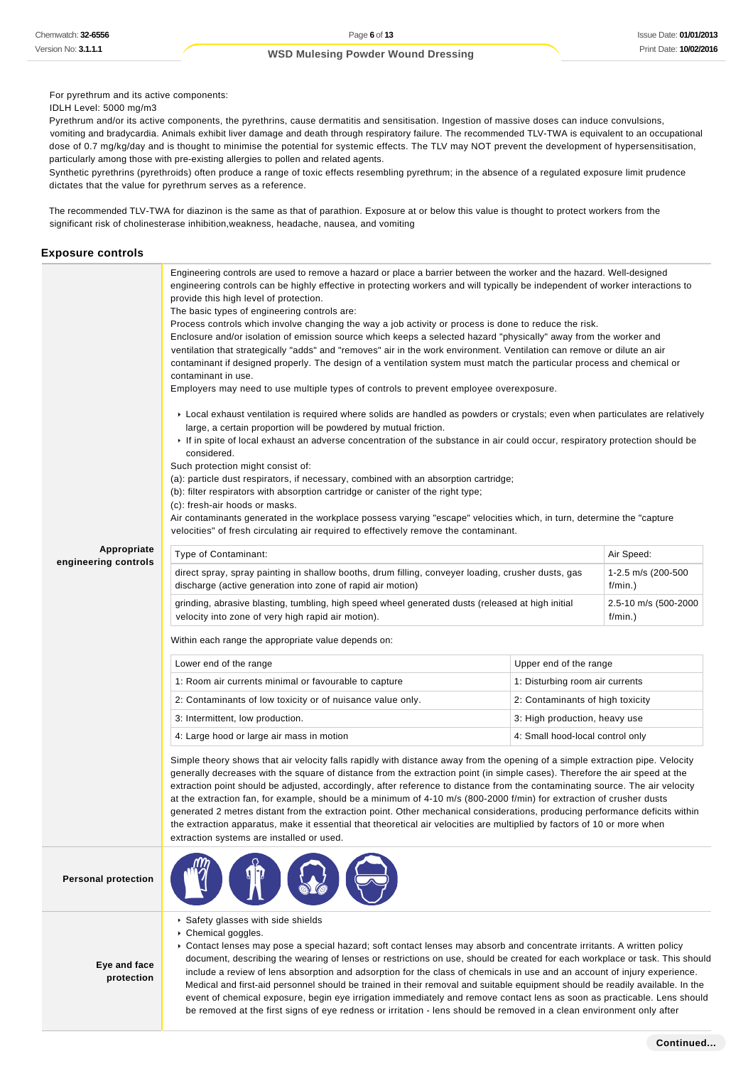For pyrethrum and its active components:
IDLH Level: 5000 mg/m3
Pyrethrum and/or its active components, the pyrethrins, cause dermatitis and sensitisation. Ingestion of massive doses can induce convulsions, vomiting and bradycardia. Animals exhibit liver damage and death through respiratory failure. The recommended TLV-TWA is equivalent to an occupational dose of 0.7 mg/kg/day and is thought to minimise the potential for systemic effects. The TLV may NOT prevent the development of hypersensitisation, particularly among those with pre-existing allergies to pollen and related agents.
Synthetic pyrethrins (pyrethroids) often produce a range of toxic effects resembling pyrethrum; in the absence of a regulated exposure limit prudence dictates that the value for pyrethrum serves as a reference.

The recommended TLV-TWA for diazinon is the same as that of parathion. Exposure at or below this value is thought to protect workers from the significant risk of cholinesterase inhibition,weakness, headache, nausea, and vomiting

## Exposure controls

**Appropriate engineering controls**

Engineering controls are used to remove a hazard or place a barrier between the worker and the hazard. Well-designed engineering controls can be highly effective in protecting workers and will typically be independent of worker interactions to provide this high level of protection.
The basic types of engineering controls are:
Process controls which involve changing the way a job activity or process is done to reduce the risk.
Enclosure and/or isolation of emission source which keeps a selected hazard "physically" away from the worker and ventilation that strategically "adds" and "removes" air in the work environment. Ventilation can remove or dilute an air contaminant if designed properly. The design of a ventilation system must match the particular process and chemical or contaminant in use.
Employers may need to use multiple types of controls to prevent employee overexposure.

- Local exhaust ventilation is required where solids are handled as powders or crystals; even when particulates are relatively large, a certain proportion will be powdered by mutual friction.
- If in spite of local exhaust an adverse concentration of the substance in air could occur, respiratory protection should be considered.

Such protection might consist of:
(a): particle dust respirators, if necessary, combined with an absorption cartridge;
(b): filter respirators with absorption cartridge or canister of the right type;
(c): fresh-air hoods or masks.
Air contaminants generated in the workplace possess varying "escape" velocities which, in turn, determine the "capture velocities" of fresh circulating air required to effectively remove the contaminant.

| Type of Contaminant: | Air Speed: |
|---|---|
| direct spray, spray painting in shallow booths, drum filling, conveyer loading, crusher dusts, gas discharge (active generation into zone of rapid air motion) | 1-2.5 m/s (200-500 f/min.) |
| grinding, abrasive blasting, tumbling, high speed wheel generated dusts (released at high initial velocity into zone of very high rapid air motion). | 2.5-10 m/s (500-2000 f/min.) |

Within each range the appropriate value depends on:

| Lower end of the range | Upper end of the range |
|---|---|
| 1: Room air currents minimal or favourable to capture | 1: Disturbing room air currents |
| 2: Contaminants of low toxicity or of nuisance value only. | 2: Contaminants of high toxicity |
| 3: Intermittent, low production. | 3: High production, heavy use |
| 4: Large hood or large air mass in motion | 4: Small hood-local control only |

Simple theory shows that air velocity falls rapidly with distance away from the opening of a simple extraction pipe. Velocity generally decreases with the square of distance from the extraction point (in simple cases). Therefore the air speed at the extraction point should be adjusted, accordingly, after reference to distance from the contaminating source. The air velocity at the extraction fan, for example, should be a minimum of 4-10 m/s (800-2000 f/min) for extraction of crusher dusts generated 2 metres distant from the extraction point. Other mechanical considerations, producing performance deficits within the extraction apparatus, make it essential that theoretical air velocities are multiplied by factors of 10 or more when extraction systems are installed or used.

**Personal protection**

**Eye and face protection**

- Safety glasses with side shields
- Chemical goggles.
- Contact lenses may pose a special hazard; soft contact lenses may absorb and concentrate irritants. A written policy document, describing the wearing of lenses or restrictions on use, should be created for each workplace or task. This should include a review of lens absorption and adsorption for the class of chemicals in use and an account of injury experience. Medical and first-aid personnel should be trained in their removal and suitable equipment should be readily available. In the event of chemical exposure, begin eye irrigation immediately and remove contact lens as soon as practicable. Lens should be removed at the first signs of eye redness or irritation - lens should be removed in a clean environment only after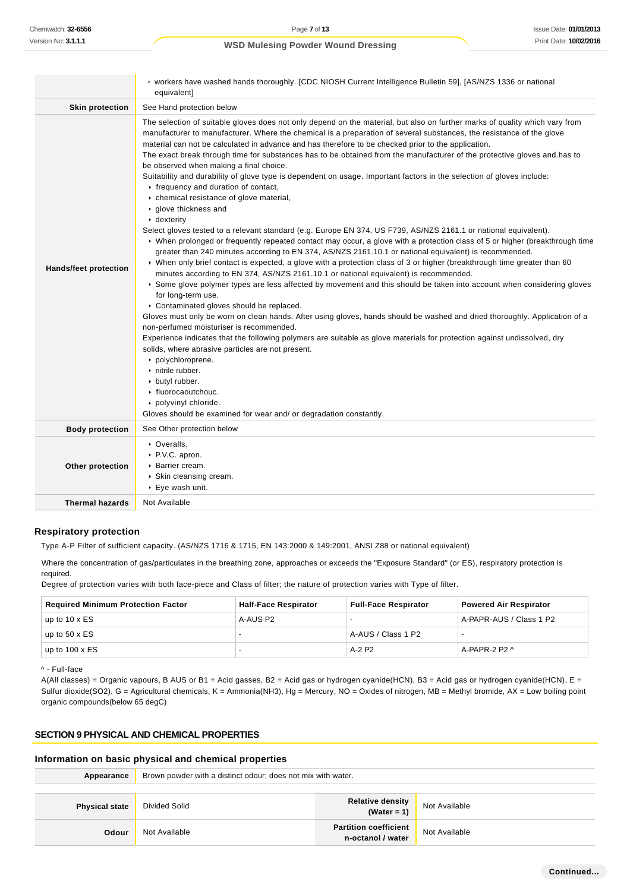| | |
|---|---|
| | ‣ workers have washed hands thoroughly. [CDC NIOSH Current Intelligence Bulletin 59], [AS/NZS 1336 or national equivalent] |
| **Skin protection** | See Hand protection below |
| **Hands/feet protection** | The selection of suitable gloves does not only depend on the material, but also on further marks of quality which vary from manufacturer to manufacturer. Where the chemical is a preparation of several substances, the resistance of the glove material can not be calculated in advance and has therefore to be checked prior to the application.<br>The exact break through time for substances has to be obtained from the manufacturer of the protective gloves and.has to be observed when making a final choice.<br>Suitability and durability of glove type is dependent on usage. Important factors in the selection of gloves include:<br>‣ frequency and duration of contact,<br>‣ chemical resistance of glove material,<br>‣ glove thickness and<br>‣ dexterity<br>Select gloves tested to a relevant standard (e.g. Europe EN 374, US F739, AS/NZS 2161.1 or national equivalent).<br>‣ When prolonged or frequently repeated contact may occur, a glove with a protection class of 5 or higher (breakthrough time greater than 240 minutes according to EN 374, AS/NZS 2161.10.1 or national equivalent) is recommended.<br>‣ When only brief contact is expected, a glove with a protection class of 3 or higher (breakthrough time greater than 60 minutes according to EN 374, AS/NZS 2161.10.1 or national equivalent) is recommended.<br>‣ Some glove polymer types are less affected by movement and this should be taken into account when considering gloves for long-term use.<br>‣ Contaminated gloves should be replaced.<br>Gloves must only be worn on clean hands. After using gloves, hands should be washed and dried thoroughly. Application of a non-perfumed moisturiser is recommended.<br>Experience indicates that the following polymers are suitable as glove materials for protection against undissolved, dry solids, where abrasive particles are not present.<br>‣ polychloroprene.<br>‣ nitrile rubber.<br>‣ butyl rubber.<br>‣ fluorocaoutchouc.<br>‣ polyvinyl chloride.<br>Gloves should be examined for wear and/ or degradation constantly. |
| **Body protection** | See Other protection below |
| **Other protection** | ‣ Overalls.<br>‣ P.V.C. apron.<br>‣ Barrier cream.<br>‣ Skin cleansing cream.<br>‣ Eye wash unit. |
| **Thermal hazards** | Not Available |

### Respiratory protection

Type A-P Filter of sufficient capacity. (AS/NZS 1716 & 1715, EN 143:2000 & 149:2001, ANSI Z88 or national equivalent)

Where the concentration of gas/particulates in the breathing zone, approaches or exceeds the "Exposure Standard" (or ES), respiratory protection is required.
Degree of protection varies with both face-piece and Class of filter; the nature of protection varies with Type of filter.

| Required Minimum Protection Factor | Half-Face Respirator | Full-Face Respirator | Powered Air Respirator |
|---|---|---|---|
| up to 10 x ES | A-AUS P2 | - | A-PAPR-AUS / Class 1 P2 |
| up to 50 x ES | - | A-AUS / Class 1 P2 | - |
| up to 100 x ES | - | A-2 P2 | A-PAPR-2 P2 ^ |

^ - Full-face
A(All classes) = Organic vapours, B AUS or B1 = Acid gasses, B2 = Acid gas or hydrogen cyanide(HCN), B3 = Acid gas or hydrogen cyanide(HCN), E = Sulfur dioxide(SO2), G = Agricultural chemicals, K = Ammonia(NH3), Hg = Mercury, NO = Oxides of nitrogen, MB = Methyl bromide, AX = Low boiling point organic compounds(below 65 degC)

## SECTION 9 PHYSICAL AND CHEMICAL PROPERTIES

### Information on basic physical and chemical properties

| | |
|---|---|
| **Appearance** | Brown powder with a distinct odour; does not mix with water. |

| | | | |
|---|---|---|---|
| **Physical state** | Divided Solid | **Relative density (Water = 1)** | Not Available |
| **Odour** | Not Available | **Partition coefficient n-octanol / water** | Not Available |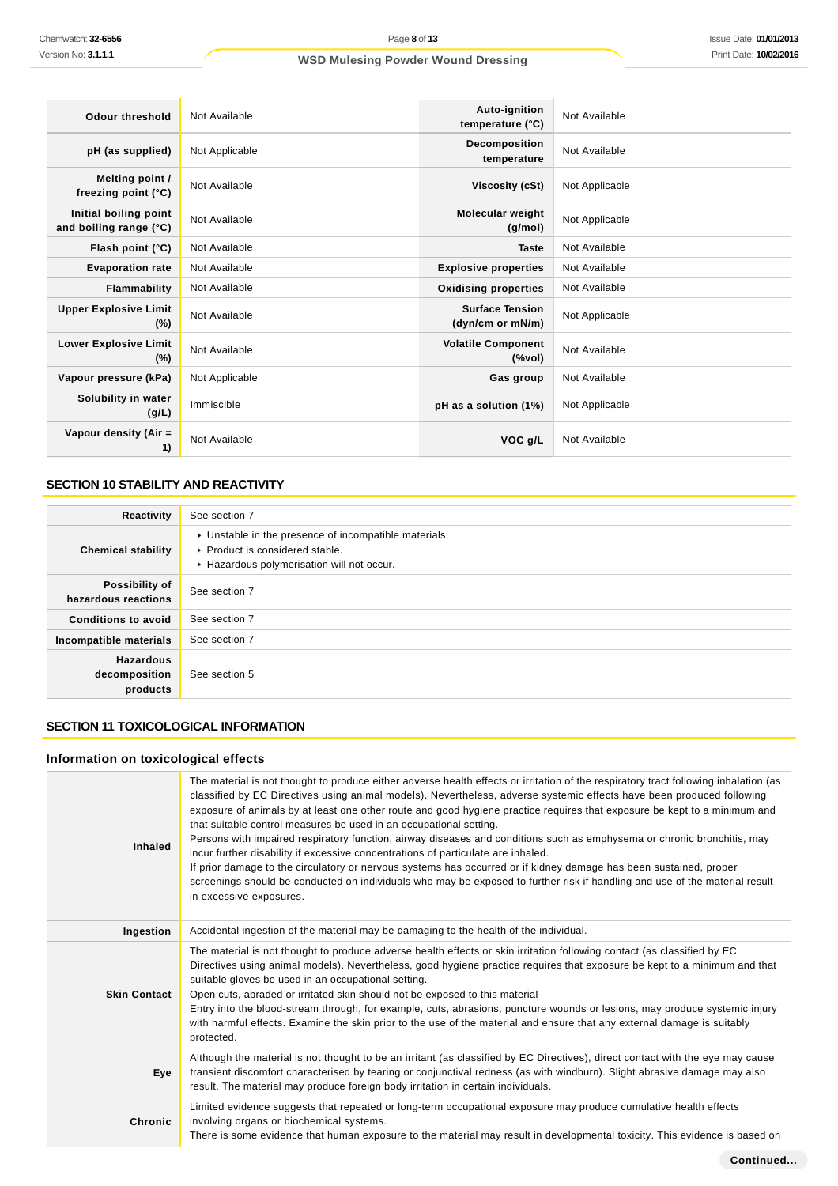| | | | |
|---|---|---|---|
| **Odour threshold** | Not Available | **Auto-ignition temperature (°C)** | Not Available |
| **pH (as supplied)** | Not Applicable | **Decomposition temperature** | Not Available |
| **Melting point / freezing point (°C)** | Not Available | **Viscosity (cSt)** | Not Applicable |
| **Initial boiling point and boiling range (°C)** | Not Available | **Molecular weight (g/mol)** | Not Applicable |
| **Flash point (°C)** | Not Available | **Taste** | Not Available |
| **Evaporation rate** | Not Available | **Explosive properties** | Not Available |
| **Flammability** | Not Available | **Oxidising properties** | Not Available |
| **Upper Explosive Limit (%)** | Not Available | **Surface Tension (dyn/cm or mN/m)** | Not Applicable |
| **Lower Explosive Limit (%)** | Not Available | **Volatile Component (%vol)** | Not Available |
| **Vapour pressure (kPa)** | Not Applicable | **Gas group** | Not Available |
| **Solubility in water (g/L)** | Immiscible | **pH as a solution (1%)** | Not Applicable |
| **Vapour density (Air = 1)** | Not Available | **VOC g/L** | Not Available |

## SECTION 10 STABILITY AND REACTIVITY

| | |
|---|---|
| **Reactivity** | See section 7 |
| **Chemical stability** | ▸ Unstable in the presence of incompatible materials.<br>▸ Product is considered stable.<br>▸ Hazardous polymerisation will not occur. |
| **Possibility of hazardous reactions** | See section 7 |
| **Conditions to avoid** | See section 7 |
| **Incompatible materials** | See section 7 |
| **Hazardous decomposition products** | See section 5 |

## SECTION 11 TOXICOLOGICAL INFORMATION

### Information on toxicological effects

| | |
|---|---|
| **Inhaled** | The material is not thought to produce either adverse health effects or irritation of the respiratory tract following inhalation (as classified by EC Directives using animal models). Nevertheless, adverse systemic effects have been produced following exposure of animals by at least one other route and good hygiene practice requires that exposure be kept to a minimum and that suitable control measures be used in an occupational setting.<br>Persons with impaired respiratory function, airway diseases and conditions such as emphysema or chronic bronchitis, may incur further disability if excessive concentrations of particulate are inhaled.<br>If prior damage to the circulatory or nervous systems has occurred or if kidney damage has been sustained, proper screenings should be conducted on individuals who may be exposed to further risk if handling and use of the material result in excessive exposures. |
| **Ingestion** | Accidental ingestion of the material may be damaging to the health of the individual. |
| **Skin Contact** | The material is not thought to produce adverse health effects or skin irritation following contact (as classified by EC Directives using animal models). Nevertheless, good hygiene practice requires that exposure be kept to a minimum and that suitable gloves be used in an occupational setting.<br>Open cuts, abraded or irritated skin should not be exposed to this material<br>Entry into the blood-stream through, for example, cuts, abrasions, puncture wounds or lesions, may produce systemic injury with harmful effects. Examine the skin prior to the use of the material and ensure that any external damage is suitably protected. |
| **Eye** | Although the material is not thought to be an irritant (as classified by EC Directives), direct contact with the eye may cause transient discomfort characterised by tearing or conjunctival redness (as with windburn). Slight abrasive damage may also result. The material may produce foreign body irritation in certain individuals. |
| **Chronic** | Limited evidence suggests that repeated or long-term occupational exposure may produce cumulative health effects involving organs or biochemical systems.<br>There is some evidence that human exposure to the material may result in developmental toxicity. This evidence is based on |

Continued...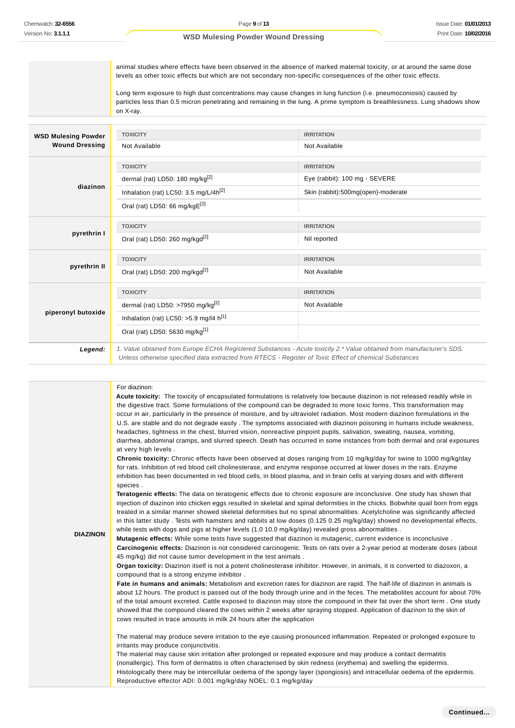animal studies where effects have been observed in the absence of marked maternal toxicity, or at around the same dose levels as other toxic effects but which are not secondary non-specific consequences of the other toxic effects.

Long term exposure to high dust concentrations may cause changes in lung function (i.e. pneumoconiosis) caused by particles less than 0.5 micron penetrating and remaining in the lung. A prime symptom is breathlessness. Lung shadows show on X-ray.

| | TOXICITY | IRRITATION |
|---|---|---|
| **WSD Mulesing Powder Wound Dressing** | Not Available | Not Available |
| **diazinon** | dermal (rat) LD50: 180 mg/kg[2] | Eye (rabbit): 100 mg - SEVERE |
| | Inhalation (rat) LC50: 3.5 mg/L/4h[2] | Skin (rabbit):500mg(open)-moderate |
| | Oral (rat) LD50: 66 mg/kgE[2] | |
| **pyrethrin I** | Oral (rat) LD50: 260 mg/kgd[2] | Nil reported |
| **pyrethrin II** | Oral (rat) LD50: 200 mg/kgd[2] | Not Available |
| **piperonyl butoxide** | dermal (rat) LD50: >7950 mg/kg[2] | Not Available |
| | Inhalation (rat) LC50: >5.9 mg/l4 h[1] | |
| | Oral (rat) LD50: 5630 mg/kg[1] | |
| ***Legend:*** | *1. Value obtained from Europe ECHA Registered Substances - Acute toxicity 2.* Value obtained from manufacturer's SDS. Unless otherwise specified data extracted from RTECS - Register of Toxic Effect of chemical Substances* | |

**DIAZINON**

For diazinon:

**Acute toxicity:** The toxicity of encapsulated formulations is relatively low because diazinon is not released readily while in the digestive tract. Some formulations of the compound can be degraded to more toxic forms. This transformation may occur in air, particularly in the presence of moisture, and by ultraviolet radiation. Most modern diazinon formulations in the U.S. are stable and do not degrade easily . The symptoms associated with diazinon poisoning in humans include weakness, headaches, tightness in the chest, blurred vision, nonreactive pinpoint pupils, salivation, sweating, nausea, vomiting, diarrhea, abdominal cramps, and slurred speech. Death has occurred in some instances from both dermal and oral exposures at very high levels .

**Chronic toxicity:** Chronic effects have been observed at doses ranging from 10 mg/kg/day for swine to 1000 mg/kg/day for rats. Inhibition of red blood cell cholinesterase, and enzyme response occurred at lower doses in the rats. Enzyme inhibition has been documented in red blood cells, in blood plasma, and in brain cells at varying doses and with different species .

**Teratogenic effects:** The data on teratogenic effects due to chronic exposure are inconclusive. One study has shown that injection of diazinon into chicken eggs resulted in skeletal and spinal deformities in the chicks. Bobwhite quail born from eggs treated in a similar manner showed skeletal deformities but no spinal abnormalities. Acetylcholine was significantly affected in this latter study . Tests with hamsters and rabbits at low doses (0.125 0.25 mg/kg/day) showed no developmental effects, while tests with dogs and pigs at higher levels (1.0 10.0 mg/kg/day) revealed gross abnormalities .

**Mutagenic effects:** While some tests have suggested that diazinon is mutagenic, current evidence is inconclusive .

**Carcinogenic effects:** Diazinon is not considered carcinogenic. Tests on rats over a 2-year period at moderate doses (about 45 mg/kg) did not cause tumor development in the test animals .

**Organ toxicity:** Diazinon itself is not a potent cholinesterase inhibitor. However, in animals, it is converted to diazoxon, a compound that is a strong enzyme inhibitor .

**Fate in humans and animals:** Metabolism and excretion rates for diazinon are rapid. The half-life of diazinon in animals is about 12 hours. The product is passed out of the body through urine and in the feces. The metabolites account for about 70% of the total amount excreted. Cattle exposed to diazinon may store the compound in their fat over the short term . One study showed that the compound cleared the cows within 2 weeks after spraying stopped. Application of diazinon to the skin of cows resulted in trace amounts in milk 24 hours after the application

The material may produce severe irritation to the eye causing pronounced inflammation. Repeated or prolonged exposure to irritants may produce conjunctivitis.

The material may cause skin irritation after prolonged or repeated exposure and may produce a contact dermatitis (nonallergic). This form of dermatitis is often characterised by skin redness (erythema) and swelling the epidermis. Histologically there may be intercellular oedema of the spongy layer (spongiosis) and intracellular oedema of the epidermis.

Reproductive effector ADI: 0.001 mg/kg/day NOEL: 0.1 mg/kg/day

**Continued...**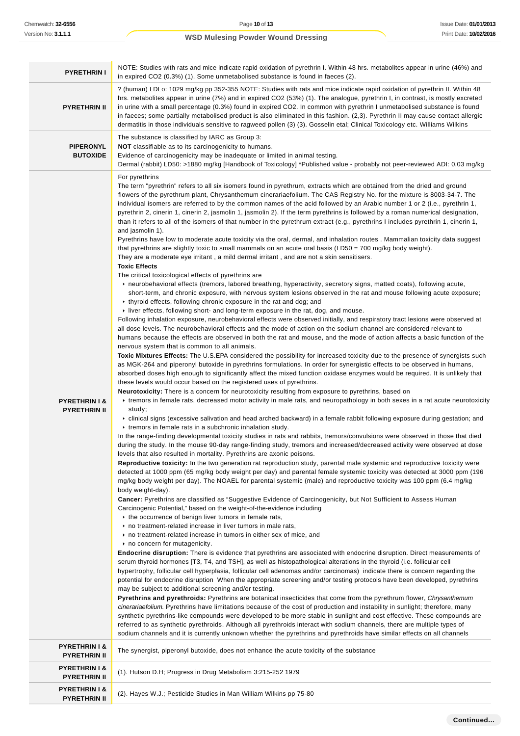| | |
|---|---|
| **PYRETHRIN I** | NOTE: Studies with rats and mice indicate rapid oxidation of pyrethrin I. Within 48 hrs. metabolites appear in urine (46%) and in expired CO2 (0.3%) (1). Some unmetabolised substance is found in faeces (2). |
| **PYRETHRIN II** | ? (human) LDLo: 1029 mg/kg pp 352-355 NOTE: Studies with rats and mice indicate rapid oxidation of pyrethrin II. Within 48 hrs. metabolites appear in urine (7%) and in expired CO2 (53%) (1). The analogue, pyrethrin I, in contrast, is mostly excreted in urine with a small percentage (0.3%) found in expired CO2. In common with pyrethrin I unmetabolised substance is found in faeces; some partially metabolised product is also eliminated in this fashion. (2,3). Pyrethrin II may cause contact allergic dermatitis in those individuals sensitive to ragweed pollen (3) (3). Gosselin etal; Clinical Toxicology etc. Williams Wilkins |
| **PIPERONYL BUTOXIDE** | The substance is classified by IARC as Group 3:<br>**NOT** classifiable as to its carcinogenicity to humans.<br>Evidence of carcinogenicity may be inadequate or limited in animal testing.<br>Dermal (rabbit) LD50: >1880 mg/kg [Handbook of Toxicology] *Published value - probably not peer-reviewed ADI: 0.03 mg/kg |
| **PYRETHRIN I & PYRETHRIN II** | For pyrethrins<br>The term "pyrethrin" refers to all six isomers found in pyrethrum, extracts which are obtained from the dried and ground flowers of the pyrethrum plant, Chrysanthemum cinerariaefolium. The CAS Registry No. for the mixture is 8003-34-7. The individual isomers are referred to by the common names of the acid followed by an Arabic number 1 or 2 (i.e., pyrethrin 1, pyrethrin 2, cinerin 1, cinerin 2, jasmolin 1, jasmolin 2). If the term pyrethrins is followed by a roman numerical designation, than it refers to all of the isomers of that number in the pyrethrum extract (e.g., pyrethrins I includes pyrethrin 1, cinerin 1, and jasmolin 1).<br>Pyrethrins have low to moderate acute toxicity via the oral, dermal, and inhalation routes . Mammalian toxicity data suggest that pyrethrins are slightly toxic to small mammals on an acute oral basis (LD50 = 700 mg/kg body weight).<br>They are a moderate eye irritant , a mild dermal irritant , and are not a skin sensitisers.<br>**Toxic Effects**<br>The critical toxicological effects of pyrethrins are<br>• neurobehavioral effects (tremors, labored breathing, hyperactivity, secretory signs, matted coats), following acute, short-term, and chronic exposure, with nervous system lesions observed in the rat and mouse following acute exposure;<br>• thyroid effects, following chronic exposure in the rat and dog; and<br>• liver effects, following short- and long-term exposure in the rat, dog, and mouse.<br>Following inhalation exposure, neurobehavioral effects were observed initially, and respiratory tract lesions were observed at all dose levels. The neurobehavioral effects and the mode of action on the sodium channel are considered relevant to humans because the effects are observed in both the rat and mouse, and the mode of action affects a basic function of the nervous system that is common to all animals.<br>**Toxic Mixtures Effects:** The U.S.EPA considered the possibility for increased toxicity due to the presence of synergists such as MGK-264 and piperonyl butoxide in pyrethrins formulations. In order for synergistic effects to be observed in humans, absorbed doses high enough to significantly affect the mixed function oxidase enzymes would be required. It is unlikely that these levels would occur based on the registered uses of pyrethrins.<br>**Neurotoxicity:** There is a concern for neurotoxicity resulting from exposure to pyrethrins, based on<br>• tremors in female rats, decreased motor activity in male rats, and neuropathology in both sexes in a rat acute neurotoxicity study;<br>• clinical signs (excessive salivation and head arched backward) in a female rabbit following exposure during gestation; and<br>• tremors in female rats in a subchronic inhalation study.<br>In the range-finding developmental toxicity studies in rats and rabbits, tremors/convulsions were observed in those that died during the study. In the mouse 90-day range-finding study, tremors and increased/decreased activity were observed at dose levels that also resulted in mortality. Pyrethrins are axonic poisons.<br>**Reproductive toxicity:** In the two generation rat reproduction study, parental male systemic and reproductive toxicity were detected at 1000 ppm (65 mg/kg body weight per day) and parental female systemic toxicity was detected at 3000 ppm (196 mg/kg body weight per day). The NOAEL for parental systemic (male) and reproductive toxicity was 100 ppm (6.4 mg/kg body weight-day).<br>**Cancer:** Pyrethrins are classified as “Suggestive Evidence of Carcinogenicity, but Not Sufficient to Assess Human Carcinogenic Potential,” based on the weight-of-the-evidence including<br>• the occurrence of benign liver tumors in female rats,<br>• no treatment-related increase in liver tumors in male rats,<br>• no treatment-related increase in tumors in either sex of mice, and<br>• no concern for mutagenicity.<br>**Endocrine disruption:** There is evidence that pyrethrins are associated with endocrine disruption. Direct measurements of serum thyroid hormones [T3, T4, and TSH], as well as histopathological alterations in the thyroid (i.e. follicular cell hypertrophy, follicular cell hyperplasia, follicular cell adenomas and/or carcinomas) indicate there is concern regarding the potential for endocrine disruption When the appropriate screening and/or testing protocols have been developed, pyrethrins may be subject to additional screening and/or testing.<br>**Pyrethrins and pyrethroids:** Pyrethrins are botanical insecticides that come from the pyrethrum flower, *Chrysanthemum cinerariaefolium.* Pyrethrins have limitations because of the cost of production and instability in sunlight; therefore, many synthetic pyrethrins-like compounds were developed to be more stable in sunlight and cost effective. These compounds are referred to as synthetic pyrethroids. Although all pyrethroids interact with sodium channels, there are multiple types of sodium channels and it is currently unknown whether the pyrethrins and pyrethroids have similar effects on all channels |
| **PYRETHRIN I & PYRETHRIN II** | The synergist, piperonyl butoxide, does not enhance the acute toxicity of the substance |
| **PYRETHRIN I & PYRETHRIN II** | (1). Hutson D.H; Progress in Drug Metabolism 3:215-252 1979 |
| **PYRETHRIN I & PYRETHRIN II** | (2). Hayes W.J.; Pesticide Studies in Man William Wilkins pp 75-80 |

Continued...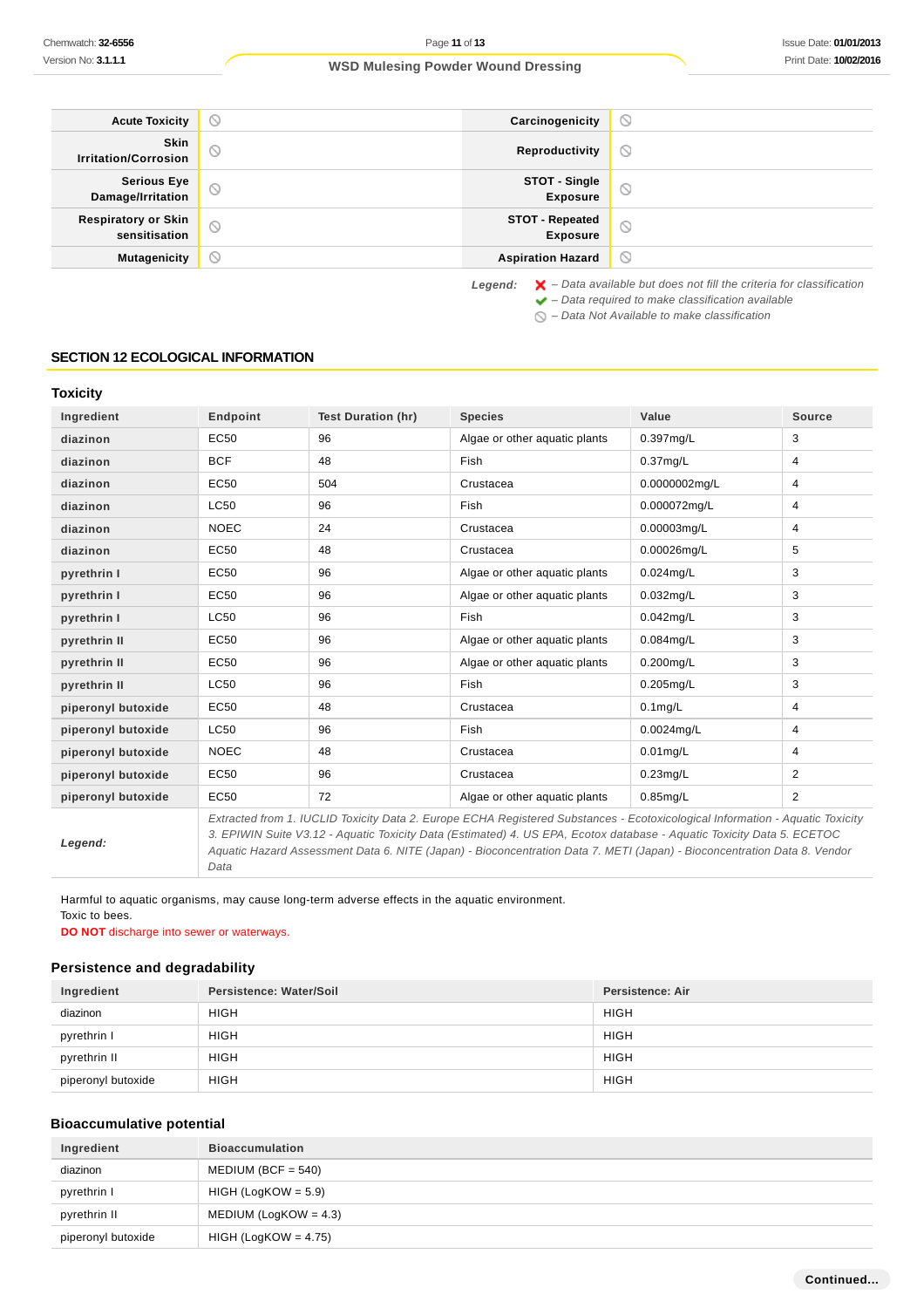| Acute Toxicity | ⃠ | Carcinogenicity | ⃠ |
|---|---|---|---|
| Skin Irritation/Corrosion | ⃠ | Reproductivity | ⃠ |
| Serious Eye Damage/Irritation | ⃠ | STOT - Single Exposure | ⃠ |
| Respiratory or Skin sensitisation | ⃠ | STOT - Repeated Exposure | ⃠ |
| Mutagenicity | ⃠ | Aspiration Hazard | ⃠ |

*Legend:*
- ✘ – Data available but does not fill the criteria for classification
- ✔ – Data required to make classification available
- ⃠ – Data Not Available to make classification

## SECTION 12 ECOLOGICAL INFORMATION

### Toxicity

| Ingredient | Endpoint | Test Duration (hr) | Species | Value | Source |
|---|---|---|---|---|---|
| **diazinon** | EC50 | 96 | Algae or other aquatic plants | 0.397mg/L | 3 |
| **diazinon** | BCF | 48 | Fish | 0.37mg/L | 4 |
| **diazinon** | EC50 | 504 | Crustacea | 0.0000002mg/L | 4 |
| **diazinon** | LC50 | 96 | Fish | 0.000072mg/L | 4 |
| **diazinon** | NOEC | 24 | Crustacea | 0.00003mg/L | 4 |
| **diazinon** | EC50 | 48 | Crustacea | 0.00026mg/L | 5 |
| **pyrethrin I** | EC50 | 96 | Algae or other aquatic plants | 0.024mg/L | 3 |
| **pyrethrin I** | EC50 | 96 | Algae or other aquatic plants | 0.032mg/L | 3 |
| **pyrethrin I** | LC50 | 96 | Fish | 0.042mg/L | 3 |
| **pyrethrin II** | EC50 | 96 | Algae or other aquatic plants | 0.084mg/L | 3 |
| **pyrethrin II** | EC50 | 96 | Algae or other aquatic plants | 0.200mg/L | 3 |
| **pyrethrin II** | LC50 | 96 | Fish | 0.205mg/L | 3 |
| **piperonyl butoxide** | EC50 | 48 | Crustacea | 0.1mg/L | 4 |
| **piperonyl butoxide** | LC50 | 96 | Fish | 0.0024mg/L | 4 |
| **piperonyl butoxide** | NOEC | 48 | Crustacea | 0.01mg/L | 4 |
| **piperonyl butoxide** | EC50 | 96 | Crustacea | 0.23mg/L | 2 |
| **piperonyl butoxide** | EC50 | 72 | Algae or other aquatic plants | 0.85mg/L | 2 |
| ***Legend:*** | *Extracted from 1. IUCLID Toxicity Data 2. Europe ECHA Registered Substances - Ecotoxicological Information - Aquatic Toxicity 3. EPIWIN Suite V3.12 - Aquatic Toxicity Data (Estimated) 4. US EPA, Ecotox database - Aquatic Toxicity Data 5. ECETOC Aquatic Hazard Assessment Data 6. NITE (Japan) - Bioconcentration Data 7. METI (Japan) - Bioconcentration Data 8. Vendor Data* | | | | |

Harmful to aquatic organisms, may cause long-term adverse effects in the aquatic environment.
Toxic to bees.
**DO NOT** discharge into sewer or waterways.

### Persistence and degradability

| Ingredient | Persistence: Water/Soil | Persistence: Air |
|---|---|---|
| diazinon | HIGH | HIGH |
| pyrethrin I | HIGH | HIGH |
| pyrethrin II | HIGH | HIGH |
| piperonyl butoxide | HIGH | HIGH |

### Bioaccumulative potential

| Ingredient | Bioaccumulation |
|---|---|
| diazinon | MEDIUM (BCF = 540) |
| pyrethrin I | HIGH (LogKOW = 5.9) |
| pyrethrin II | MEDIUM (LogKOW = 4.3) |
| piperonyl butoxide | HIGH (LogKOW = 4.75) |

**Continued...**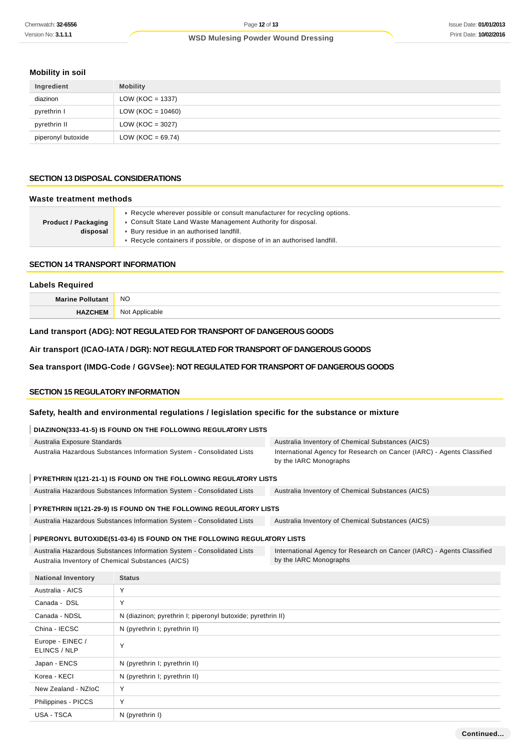### Mobility in soil

| Ingredient | Mobility |
|---|---|
| diazinon | LOW (KOC = 1337) |
| pyrethrin I | LOW (KOC = 10460) |
| pyrethrin II | LOW (KOC = 3027) |
| piperonyl butoxide | LOW (KOC = 69.74) |

## SECTION 13 DISPOSAL CONSIDERATIONS

### Waste treatment methods

| | |
|---|---|
| **Product / Packaging disposal** | ▸ Recycle wherever possible or consult manufacturer for recycling options.<br>▸ Consult State Land Waste Management Authority for disposal.<br>▸ Bury residue in an authorised landfill.<br>▸ Recycle containers if possible, or dispose of in an authorised landfill. |

## SECTION 14 TRANSPORT INFORMATION

### Labels Required

| | |
|---|---|
| **Marine Pollutant** | NO |
| **HAZCHEM** | Not Applicable |

**Land transport (ADG): NOT REGULATED FOR TRANSPORT OF DANGEROUS GOODS**

**Air transport (ICAO-IATA / DGR): NOT REGULATED FOR TRANSPORT OF DANGEROUS GOODS**

**Sea transport (IMDG-Code / GGVSee): NOT REGULATED FOR TRANSPORT OF DANGEROUS GOODS**

## SECTION 15 REGULATORY INFORMATION

### Safety, health and environmental regulations / legislation specific for the substance or mixture

**DIAZINON(333-41-5) IS FOUND ON THE FOLLOWING REGULATORY LISTS**

| | |
|---|---|
| Australia Exposure Standards | Australia Inventory of Chemical Substances (AICS) |
| Australia Hazardous Substances Information System - Consolidated Lists | International Agency for Research on Cancer (IARC) - Agents Classified by the IARC Monographs |

**PYRETHRIN I(121-21-1) IS FOUND ON THE FOLLOWING REGULATORY LISTS**

| | |
|---|---|
| Australia Hazardous Substances Information System - Consolidated Lists | Australia Inventory of Chemical Substances (AICS) |

**PYRETHRIN II(121-29-9) IS FOUND ON THE FOLLOWING REGULATORY LISTS**

| | |
|---|---|
| Australia Hazardous Substances Information System - Consolidated Lists | Australia Inventory of Chemical Substances (AICS) |

**PIPERONYL BUTOXIDE(51-03-6) IS FOUND ON THE FOLLOWING REGULATORY LISTS**

| | |
|---|---|
| Australia Hazardous Substances Information System - Consolidated Lists | International Agency for Research on Cancer (IARC) - Agents Classified by the IARC Monographs |
| Australia Inventory of Chemical Substances (AICS) | |

| National Inventory | Status |
|---|---|
| Australia - AICS | Y |
| Canada - DSL | Y |
| Canada - NDSL | N (diazinon; pyrethrin I; piperonyl butoxide; pyrethrin II) |
| China - IECSC | N (pyrethrin I; pyrethrin II) |
| Europe - EINEC / ELINCS / NLP | Y |
| Japan - ENCS | N (pyrethrin I; pyrethrin II) |
| Korea - KECI | N (pyrethrin I; pyrethrin II) |
| New Zealand - NZIoC | Y |
| Philippines - PICCS | Y |
| USA - TSCA | N (pyrethrin I) |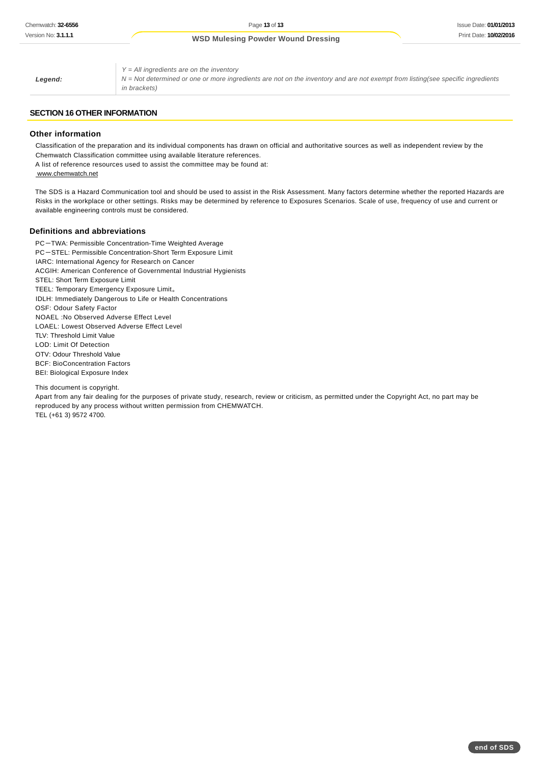| | |
|---|---|
| ***Legend:*** | *Y = All ingredients are on the inventory*<br>*N = Not determined or one or more ingredients are not on the inventory and are not exempt from listing(see specific ingredients in brackets)* |

## SECTION 16 OTHER INFORMATION

### Other information

Classification of the preparation and its individual components has drawn on official and authoritative sources as well as independent review by the Chemwatch Classification committee using available literature references.
A list of reference resources used to assist the committee may be found at:
www.chemwatch.net

The SDS is a Hazard Communication tool and should be used to assist in the Risk Assessment. Many factors determine whether the reported Hazards are Risks in the workplace or other settings. Risks may be determined by reference to Exposures Scenarios. Scale of use, frequency of use and current or available engineering controls must be considered.

### Definitions and abbreviations

PC－TWA: Permissible Concentration-Time Weighted Average
PC－STEL: Permissible Concentration-Short Term Exposure Limit
IARC: International Agency for Research on Cancer
ACGIH: American Conference of Governmental Industrial Hygienists
STEL: Short Term Exposure Limit
TEEL: Temporary Emergency Exposure Limit。
IDLH: Immediately Dangerous to Life or Health Concentrations
OSF: Odour Safety Factor
NOAEL :No Observed Adverse Effect Level
LOAEL: Lowest Observed Adverse Effect Level
TLV: Threshold Limit Value
LOD: Limit Of Detection
OTV: Odour Threshold Value
BCF: BioConcentration Factors
BEI: Biological Exposure Index

This document is copyright.
Apart from any fair dealing for the purposes of private study, research, review or criticism, as permitted under the Copyright Act, no part may be reproduced by any process without written permission from CHEMWATCH.
TEL (+61 3) 9572 4700.

**end of SDS**